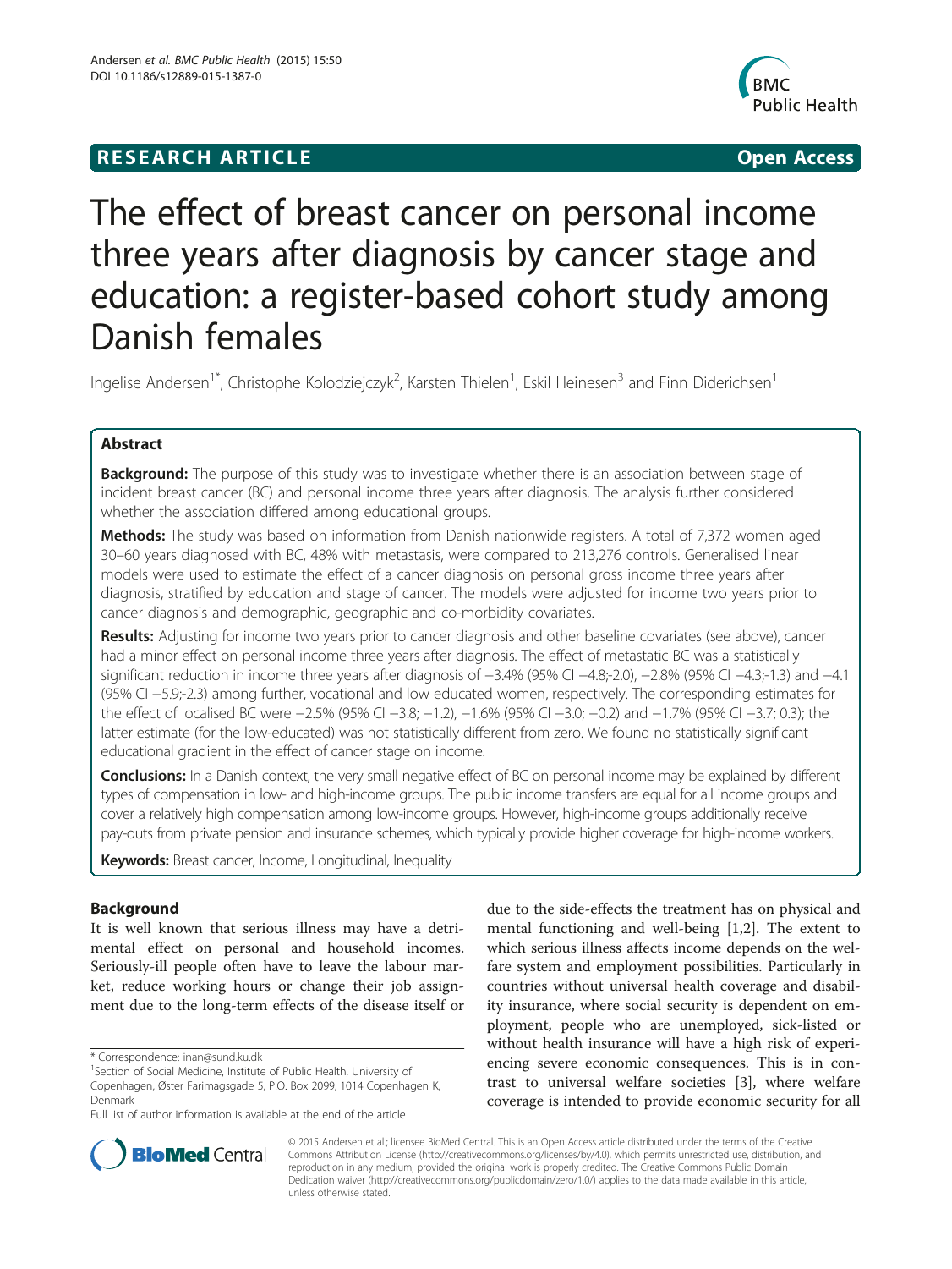**RESEARCH ARTICLE** **Open Access**

# The effect of breast cancer on personal income three years after diagnosis by cancer stage and education: a register-based cohort study among Danish females

Ingelise Andersen[1*], Christophe Kolodziejczyk[2], Karsten Thielen[1], Eskil Heinesen[3] and Finn Diderichsen[1]

## Abstract

**Background:** The purpose of this study was to investigate whether there is an association between stage of incident breast cancer (BC) and personal income three years after diagnosis. The analysis further considered whether the association differed among educational groups.

**Methods:** The study was based on information from Danish nationwide registers. A total of 7,372 women aged 30–60 years diagnosed with BC, 48% with metastasis, were compared to 213,276 controls. Generalised linear models were used to estimate the effect of a cancer diagnosis on personal gross income three years after diagnosis, stratified by education and stage of cancer. The models were adjusted for income two years prior to cancer diagnosis and demographic, geographic and co-morbidity covariates.

**Results:** Adjusting for income two years prior to cancer diagnosis and other baseline covariates (see above), cancer had a minor effect on personal income three years after diagnosis. The effect of metastatic BC was a statistically significant reduction in income three years after diagnosis of −3.4% (95% CI −4.8;-2.0), −2.8% (95% CI −4.3;-1.3) and −4.1 (95% CI −5.9;-2.3) among further, vocational and low educated women, respectively. The corresponding estimates for the effect of localised BC were −2.5% (95% CI −3.8; −1.2), −1.6% (95% CI −3.0; −0.2) and −1.7% (95% CI −3.7; 0.3); the latter estimate (for the low-educated) was not statistically different from zero. We found no statistically significant educational gradient in the effect of cancer stage on income.

**Conclusions:** In a Danish context, the very small negative effect of BC on personal income may be explained by different types of compensation in low- and high-income groups. The public income transfers are equal for all income groups and cover a relatively high compensation among low-income groups. However, high-income groups additionally receive pay-outs from private pension and insurance schemes, which typically provide higher coverage for high-income workers.

**Keywords:** Breast cancer, Income, Longitudinal, Inequality

## Background

It is well known that serious illness may have a detrimental effect on personal and household incomes. Seriously-ill people often have to leave the labour market, reduce working hours or change their job assignment due to the long-term effects of the disease itself or due to the side-effects the treatment has on physical and mental functioning and well-being [1,2]. The extent to which serious illness affects income depends on the welfare system and employment possibilities. Particularly in countries without universal health coverage and disability insurance, where social security is dependent on employment, people who are unemployed, sick-listed or without health insurance will have a high risk of experiencing severe economic consequences. This is in contrast to universal welfare societies [3], where welfare coverage is intended to provide economic security for all

\* Correspondence: inan@sund.ku.dk
[1]Section of Social Medicine, Institute of Public Health, University of Copenhagen, Øster Farimagsgade 5, P.O. Box 2099, 1014 Copenhagen K, Denmark
Full list of author information is available at the end of the article

© 2015 Andersen et al.; licensee BioMed Central. This is an Open Access article distributed under the terms of the Creative Commons Attribution License (http://creativecommons.org/licenses/by/4.0), which permits unrestricted use, distribution, and reproduction in any medium, provided the original work is properly credited. The Creative Commons Public Domain Dedication waiver (http://creativecommons.org/publicdomain/zero/1.0/) applies to the data made available in this article, unless otherwise stated.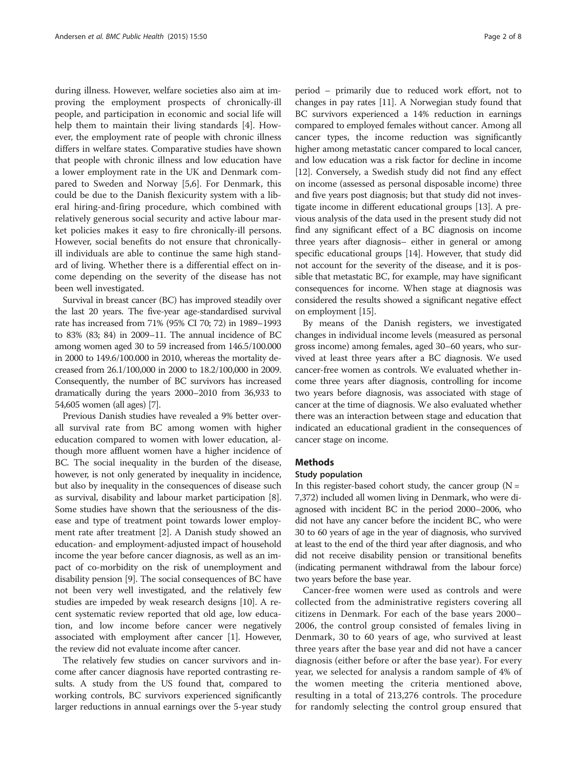during illness. However, welfare societies also aim at improving the employment prospects of chronically-ill people, and participation in economic and social life will help them to maintain their living standards [4]. However, the employment rate of people with chronic illness differs in welfare states. Comparative studies have shown that people with chronic illness and low education have a lower employment rate in the UK and Denmark compared to Sweden and Norway [5,6]. For Denmark, this could be due to the Danish flexicurity system with a liberal hiring-and-firing procedure, which combined with relatively generous social security and active labour market policies makes it easy to fire chronically-ill persons. However, social benefits do not ensure that chronically-ill individuals are able to continue the same high standard of living. Whether there is a differential effect on income depending on the severity of the disease has not been well investigated.

Survival in breast cancer (BC) has improved steadily over the last 20 years. The five-year age-standardised survival rate has increased from 71% (95% CI 70; 72) in 1989–1993 to 83% (83; 84) in 2009–11. The annual incidence of BC among women aged 30 to 59 increased from 146.5/100.000 in 2000 to 149.6/100.000 in 2010, whereas the mortality decreased from 26.1/100,000 in 2000 to 18.2/100,000 in 2009. Consequently, the number of BC survivors has increased dramatically during the years 2000–2010 from 36,933 to 54,605 women (all ages) [7].

Previous Danish studies have revealed a 9% better overall survival rate from BC among women with higher education compared to women with lower education, although more affluent women have a higher incidence of BC. The social inequality in the burden of the disease, however, is not only generated by inequality in incidence, but also by inequality in the consequences of disease such as survival, disability and labour market participation [8]. Some studies have shown that the seriousness of the disease and type of treatment point towards lower employment rate after treatment [2]. A Danish study showed an education- and employment-adjusted impact of household income the year before cancer diagnosis, as well as an impact of co-morbidity on the risk of unemployment and disability pension [9]. The social consequences of BC have not been very well investigated, and the relatively few studies are impeded by weak research designs [10]. A recent systematic review reported that old age, low education, and low income before cancer were negatively associated with employment after cancer [1]. However, the review did not evaluate income after cancer.

The relatively few studies on cancer survivors and income after cancer diagnosis have reported contrasting results. A study from the US found that, compared to working controls, BC survivors experienced significantly larger reductions in annual earnings over the 5-year study period – primarily due to reduced work effort, not to changes in pay rates [11]. A Norwegian study found that BC survivors experienced a 14% reduction in earnings compared to employed females without cancer. Among all cancer types, the income reduction was significantly higher among metastatic cancer compared to local cancer, and low education was a risk factor for decline in income [12]. Conversely, a Swedish study did not find any effect on income (assessed as personal disposable income) three and five years post diagnosis; but that study did not investigate income in different educational groups [13]. A previous analysis of the data used in the present study did not find any significant effect of a BC diagnosis on income three years after diagnosis– either in general or among specific educational groups [14]. However, that study did not account for the severity of the disease, and it is possible that metastatic BC, for example, may have significant consequences for income. When stage at diagnosis was considered the results showed a significant negative effect on employment [15].

By means of the Danish registers, we investigated changes in individual income levels (measured as personal gross income) among females, aged 30–60 years, who survived at least three years after a BC diagnosis. We used cancer-free women as controls. We evaluated whether income three years after diagnosis, controlling for income two years before diagnosis, was associated with stage of cancer at the time of diagnosis. We also evaluated whether there was an interaction between stage and education that indicated an educational gradient in the consequences of cancer stage on income.

## Methods

### Study population

In this register-based cohort study, the cancer group (N = 7,372) included all women living in Denmark, who were diagnosed with incident BC in the period 2000–2006, who did not have any cancer before the incident BC, who were 30 to 60 years of age in the year of diagnosis, who survived at least to the end of the third year after diagnosis, and who did not receive disability pension or transitional benefits (indicating permanent withdrawal from the labour force) two years before the base year.

Cancer-free women were used as controls and were collected from the administrative registers covering all citizens in Denmark. For each of the base years 2000–2006, the control group consisted of females living in Denmark, 30 to 60 years of age, who survived at least three years after the base year and did not have a cancer diagnosis (either before or after the base year). For every year, we selected for analysis a random sample of 4% of the women meeting the criteria mentioned above, resulting in a total of 213,276 controls. The procedure for randomly selecting the control group ensured that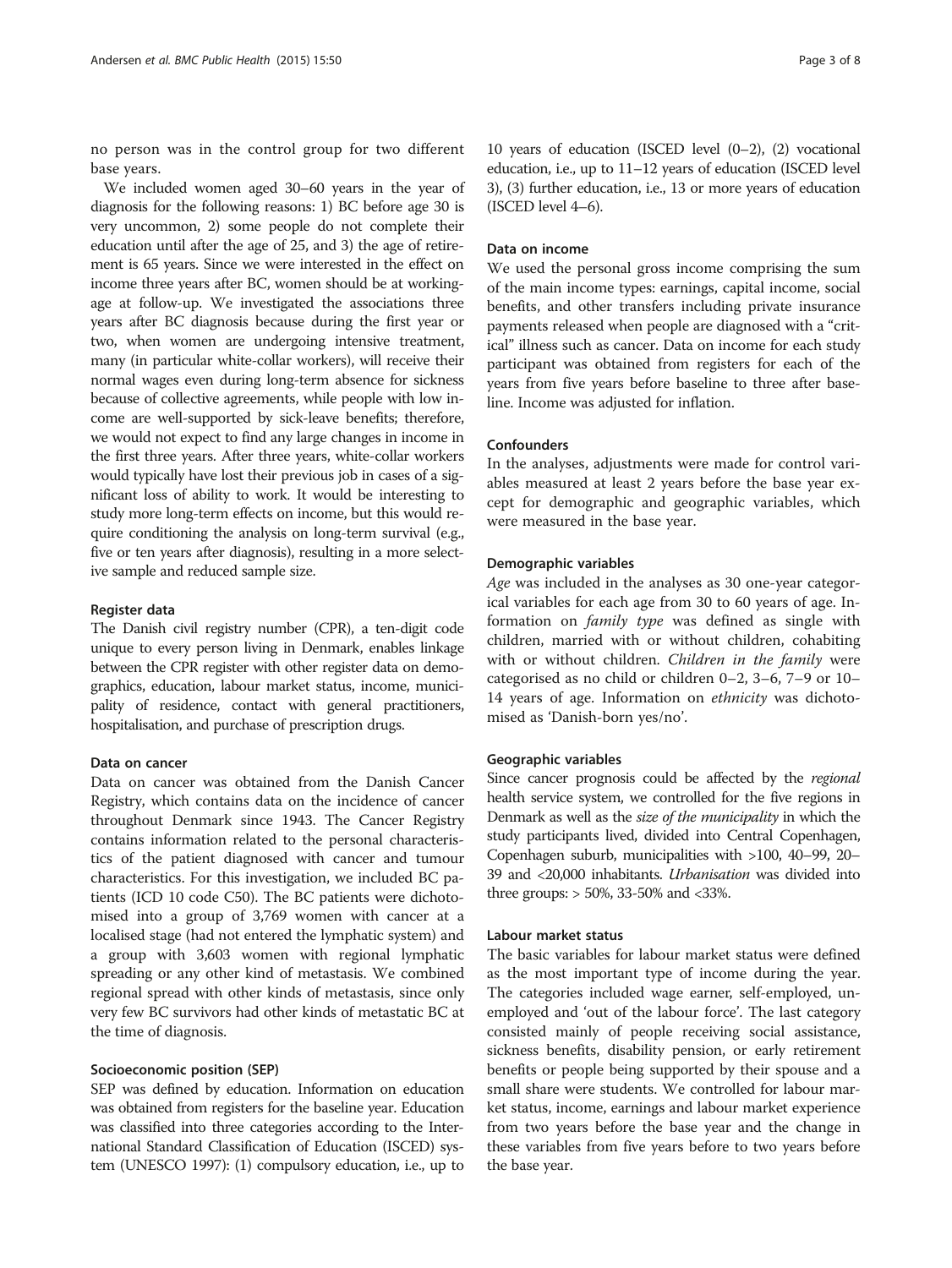no person was in the control group for two different base years.

We included women aged 30–60 years in the year of diagnosis for the following reasons: 1) BC before age 30 is very uncommon, 2) some people do not complete their education until after the age of 25, and 3) the age of retirement is 65 years. Since we were interested in the effect on income three years after BC, women should be at working-age at follow-up. We investigated the associations three years after BC diagnosis because during the first year or two, when women are undergoing intensive treatment, many (in particular white-collar workers), will receive their normal wages even during long-term absence for sickness because of collective agreements, while people with low income are well-supported by sick-leave benefits; therefore, we would not expect to find any large changes in income in the first three years. After three years, white-collar workers would typically have lost their previous job in cases of a significant loss of ability to work. It would be interesting to study more long-term effects on income, but this would require conditioning the analysis on long-term survival (e.g., five or ten years after diagnosis), resulting in a more selective sample and reduced sample size.

#### Register data

The Danish civil registry number (CPR), a ten-digit code unique to every person living in Denmark, enables linkage between the CPR register with other register data on demographics, education, labour market status, income, municipality of residence, contact with general practitioners, hospitalisation, and purchase of prescription drugs.

#### Data on cancer

Data on cancer was obtained from the Danish Cancer Registry, which contains data on the incidence of cancer throughout Denmark since 1943. The Cancer Registry contains information related to the personal characteristics of the patient diagnosed with cancer and tumour characteristics. For this investigation, we included BC patients (ICD 10 code C50). The BC patients were dichotomised into a group of 3,769 women with cancer at a localised stage (had not entered the lymphatic system) and a group with 3,603 women with regional lymphatic spreading or any other kind of metastasis. We combined regional spread with other kinds of metastasis, since only very few BC survivors had other kinds of metastatic BC at the time of diagnosis.

#### Socioeconomic position (SEP)

SEP was defined by education. Information on education was obtained from registers for the baseline year. Education was classified into three categories according to the International Standard Classification of Education (ISCED) system (UNESCO 1997): (1) compulsory education, i.e., up to 10 years of education (ISCED level (0–2), (2) vocational education, i.e., up to 11–12 years of education (ISCED level 3), (3) further education, i.e., 13 or more years of education (ISCED level 4–6).

#### Data on income

We used the personal gross income comprising the sum of the main income types: earnings, capital income, social benefits, and other transfers including private insurance payments released when people are diagnosed with a "critical" illness such as cancer. Data on income for each study participant was obtained from registers for each of the years from five years before baseline to three after baseline. Income was adjusted for inflation.

#### Confounders

In the analyses, adjustments were made for control variables measured at least 2 years before the base year except for demographic and geographic variables, which were measured in the base year.

#### Demographic variables

*Age* was included in the analyses as 30 one-year categorical variables for each age from 30 to 60 years of age. Information on *family type* was defined as single with children, married with or without children, cohabiting with or without children. *Children in the family* were categorised as no child or children 0–2, 3–6, 7–9 or 10–14 years of age. Information on *ethnicity* was dichotomised as 'Danish-born yes/no'.

#### Geographic variables

Since cancer prognosis could be affected by the *regional* health service system, we controlled for the five regions in Denmark as well as the *size of the municipality* in which the study participants lived, divided into Central Copenhagen, Copenhagen suburb, municipalities with >100, 40–99, 20–39 and <20,000 inhabitants. *Urbanisation* was divided into three groups: > 50%, 33-50% and <33%.

#### Labour market status

The basic variables for labour market status were defined as the most important type of income during the year. The categories included wage earner, self-employed, unemployed and 'out of the labour force'. The last category consisted mainly of people receiving social assistance, sickness benefits, disability pension, or early retirement benefits or people being supported by their spouse and a small share were students. We controlled for labour market status, income, earnings and labour market experience from two years before the base year and the change in these variables from five years before to two years before the base year.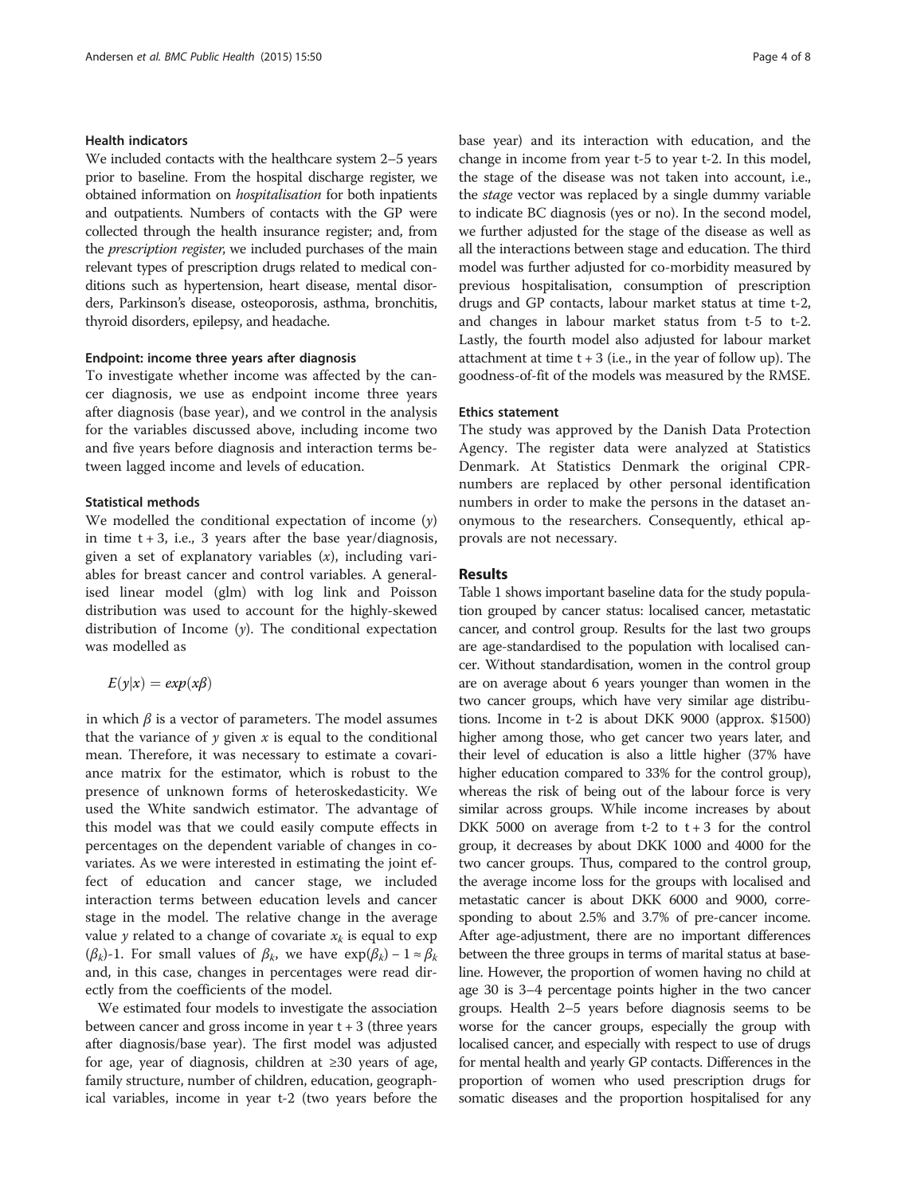#### Health indicators

We included contacts with the healthcare system 2–5 years prior to baseline. From the hospital discharge register, we obtained information on *hospitalisation* for both inpatients and outpatients. Numbers of contacts with the GP were collected through the health insurance register; and, from the *prescription register*, we included purchases of the main relevant types of prescription drugs related to medical conditions such as hypertension, heart disease, mental disorders, Parkinson's disease, osteoporosis, asthma, bronchitis, thyroid disorders, epilepsy, and headache.

#### Endpoint: income three years after diagnosis

To investigate whether income was affected by the cancer diagnosis, we use as endpoint income three years after diagnosis (base year), and we control in the analysis for the variables discussed above, including income two and five years before diagnosis and interaction terms between lagged income and levels of education.

#### Statistical methods

We modelled the conditional expectation of income ($y$) in time $t + 3$, i.e., 3 years after the base year/diagnosis, given a set of explanatory variables ($x$), including variables for breast cancer and control variables. A generalised linear model (glm) with log link and Poisson distribution was used to account for the highly-skewed distribution of Income ($y$). The conditional expectation was modelled as

$$E(y|x) = exp(x\beta)$$

in which $\beta$ is a vector of parameters. The model assumes that the variance of $y$ given $x$ is equal to the conditional mean. Therefore, it was necessary to estimate a covariance matrix for the estimator, which is robust to the presence of unknown forms of heteroskedasticity. We used the White sandwich estimator. The advantage of this model was that we could easily compute effects in percentages on the dependent variable of changes in covariates. As we were interested in estimating the joint effect of education and cancer stage, we included interaction terms between education levels and cancer stage in the model. The relative change in the average value $y$ related to a change of covariate $x_k$ is equal to $\exp(\beta_k)$-1. For small values of $\beta_k$, we have $\exp(\beta_k) - 1 \approx \beta_k$ and, in this case, changes in percentages were read directly from the coefficients of the model.

We estimated four models to investigate the association between cancer and gross income in year $t + 3$ (three years after diagnosis/base year). The first model was adjusted for age, year of diagnosis, children at ≥30 years of age, family structure, number of children, education, geographical variables, income in year t-2 (two years before the base year) and its interaction with education, and the change in income from year t-5 to year t-2. In this model, the stage of the disease was not taken into account, i.e., the *stage* vector was replaced by a single dummy variable to indicate BC diagnosis (yes or no). In the second model, we further adjusted for the stage of the disease as well as all the interactions between stage and education. The third model was further adjusted for co-morbidity measured by previous hospitalisation, consumption of prescription drugs and GP contacts, labour market status at time t-2, and changes in labour market status from t-5 to t-2. Lastly, the fourth model also adjusted for labour market attachment at time $t + 3$ (i.e., in the year of follow up). The goodness-of-fit of the models was measured by the RMSE.

#### Ethics statement

The study was approved by the Danish Data Protection Agency. The register data were analyzed at Statistics Denmark. At Statistics Denmark the original CPR-numbers are replaced by other personal identification numbers in order to make the persons in the dataset anonymous to the researchers. Consequently, ethical approvals are not necessary.

## Results

Table 1 shows important baseline data for the study population grouped by cancer status: localised cancer, metastatic cancer, and control group. Results for the last two groups are age-standardised to the population with localised cancer. Without standardisation, women in the control group are on average about 6 years younger than women in the two cancer groups, which have very similar age distributions. Income in t-2 is about DKK 9000 (approx. $1500) higher among those, who get cancer two years later, and their level of education is also a little higher (37% have higher education compared to 33% for the control group), whereas the risk of being out of the labour force is very similar across groups. While income increases by about DKK 5000 on average from t-2 to $t + 3$ for the control group, it decreases by about DKK 1000 and 4000 for the two cancer groups. Thus, compared to the control group, the average income loss for the groups with localised and metastatic cancer is about DKK 6000 and 9000, corresponding to about 2.5% and 3.7% of pre-cancer income. After age-adjustment, there are no important differences between the three groups in terms of marital status at baseline. However, the proportion of women having no child at age 30 is 3–4 percentage points higher in the two cancer groups. Health 2–5 years before diagnosis seems to be worse for the cancer groups, especially the group with localised cancer, and especially with respect to use of drugs for mental health and yearly GP contacts. Differences in the proportion of women who used prescription drugs for somatic diseases and the proportion hospitalised for any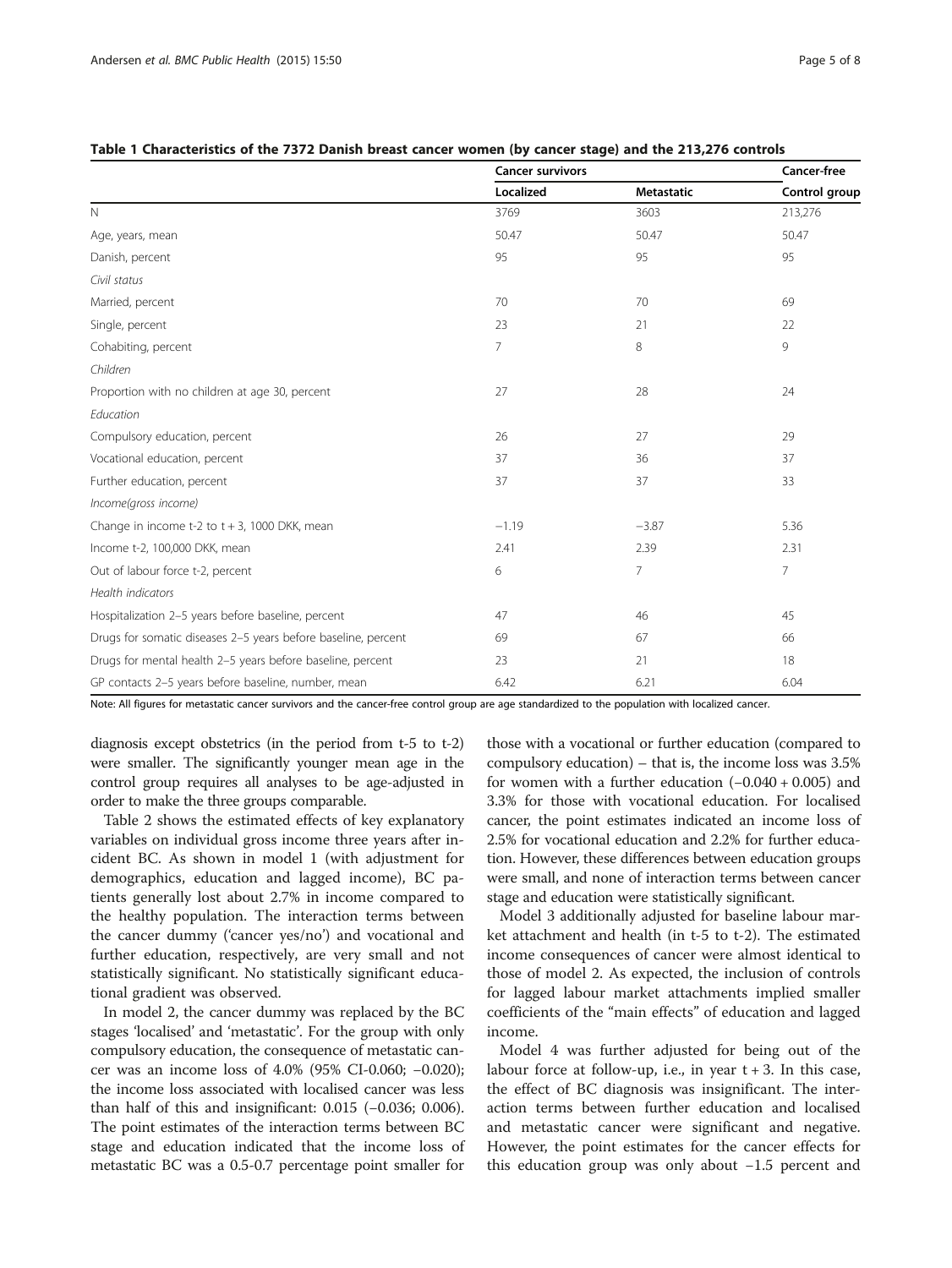**Table 1 Characteristics of the 7372 Danish breast cancer women (by cancer stage) and the 213,276 controls**

| | Cancer survivors | | Cancer-free |
|---|---|---|---|
| | Localized | Metastatic | Control group |
| N | 3769 | 3603 | 213,276 |
| Age, years, mean | 50.47 | 50.47 | 50.47 |
| Danish, percent | 95 | 95 | 95 |
| *Civil status* | | | |
| Married, percent | 70 | 70 | 69 |
| Single, percent | 23 | 21 | 22 |
| Cohabiting, percent | 7 | 8 | 9 |
| *Children* | | | |
| Proportion with no children at age 30, percent | 27 | 28 | 24 |
| *Education* | | | |
| Compulsory education, percent | 26 | 27 | 29 |
| Vocational education, percent | 37 | 36 | 37 |
| Further education, percent | 37 | 37 | 33 |
| *Income(gross income)* | | | |
| Change in income t-2 to t + 3, 1000 DKK, mean | −1.19 | −3.87 | 5.36 |
| Income t-2, 100,000 DKK, mean | 2.41 | 2.39 | 2.31 |
| Out of labour force t-2, percent | 6 | 7 | 7 |
| *Health indicators* | | | |
| Hospitalization 2–5 years before baseline, percent | 47 | 46 | 45 |
| Drugs for somatic diseases 2–5 years before baseline, percent | 69 | 67 | 66 |
| Drugs for mental health 2–5 years before baseline, percent | 23 | 21 | 18 |
| GP contacts 2–5 years before baseline, number, mean | 6.42 | 6.21 | 6.04 |

Note: All figures for metastatic cancer survivors and the cancer-free control group are age standardized to the population with localized cancer.

diagnosis except obstetrics (in the period from t-5 to t-2) were smaller. The significantly younger mean age in the control group requires all analyses to be age-adjusted in order to make the three groups comparable.

Table 2 shows the estimated effects of key explanatory variables on individual gross income three years after incident BC. As shown in model 1 (with adjustment for demographics, education and lagged income), BC patients generally lost about 2.7% in income compared to the healthy population. The interaction terms between the cancer dummy ('cancer yes/no') and vocational and further education, respectively, are very small and not statistically significant. No statistically significant educational gradient was observed.

In model 2, the cancer dummy was replaced by the BC stages 'localised' and 'metastatic'. For the group with only compulsory education, the consequence of metastatic cancer was an income loss of 4.0% (95% CI-0.060; −0.020); the income loss associated with localised cancer was less than half of this and insignificant: 0.015 (−0.036; 0.006). The point estimates of the interaction terms between BC stage and education indicated that the income loss of metastatic BC was a 0.5-0.7 percentage point smaller for those with a vocational or further education (compared to compulsory education) – that is, the income loss was 3.5% for women with a further education (−0.040 + 0.005) and 3.3% for those with vocational education. For localised cancer, the point estimates indicated an income loss of 2.5% for vocational education and 2.2% for further education. However, these differences between education groups were small, and none of interaction terms between cancer stage and education were statistically significant.

Model 3 additionally adjusted for baseline labour market attachment and health (in t-5 to t-2). The estimated income consequences of cancer were almost identical to those of model 2. As expected, the inclusion of controls for lagged labour market attachments implied smaller coefficients of the "main effects" of education and lagged income.

Model 4 was further adjusted for being out of the labour force at follow-up, i.e., in year t + 3. In this case, the effect of BC diagnosis was insignificant. The interaction terms between further education and localised and metastatic cancer were significant and negative. However, the point estimates for the cancer effects for this education group was only about −1.5 percent and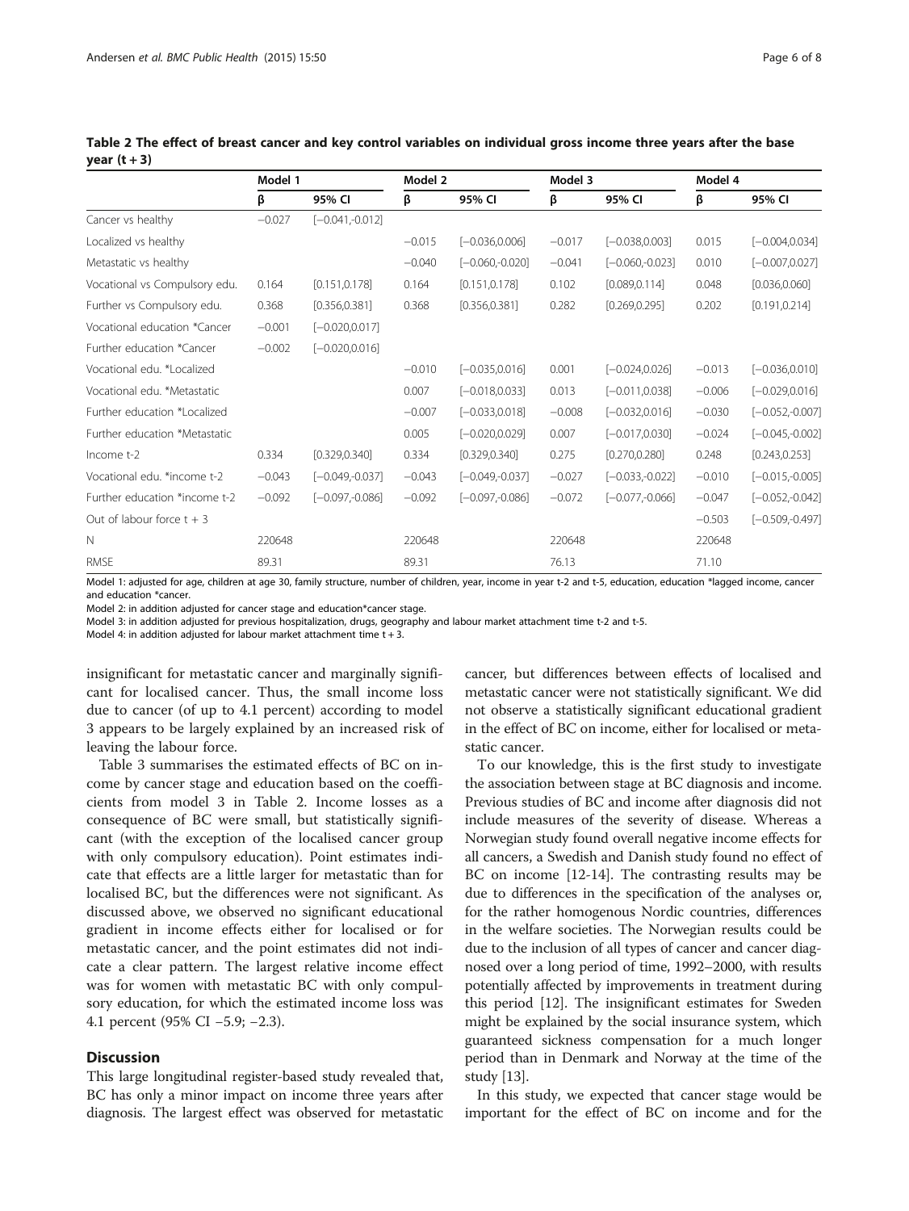**Table 2 The effect of breast cancer and key control variables on individual gross income three years after the base year (t + 3)**

| | Model 1 | | Model 2 | | Model 3 | | Model 4 | |
|---|---|---|---|---|---|---|---|---|
| | β | 95% CI | β | 95% CI | β | 95% CI | β | 95% CI |
| Cancer vs healthy | −0.027 | [−0.041,-0.012] | | | | | | |
| Localized vs healthy | | | −0.015 | [−0.036,0.006] | −0.017 | [−0.038,0.003] | 0.015 | [−0.004,0.034] |
| Metastatic vs healthy | | | −0.040 | [−0.060,-0.020] | −0.041 | [−0.060,-0.023] | 0.010 | [−0.007,0.027] |
| Vocational vs Compulsory edu. | 0.164 | [0.151,0.178] | 0.164 | [0.151,0.178] | 0.102 | [0.089,0.114] | 0.048 | [0.036,0.060] |
| Further vs Compulsory edu. | 0.368 | [0.356,0.381] | 0.368 | [0.356,0.381] | 0.282 | [0.269,0.295] | 0.202 | [0.191,0.214] |
| Vocational education *Cancer | −0.001 | [−0.020,0.017] | | | | | | |
| Further education *Cancer | −0.002 | [−0.020,0.016] | | | | | | |
| Vocational edu. *Localized | | | −0.010 | [−0.035,0.016] | 0.001 | [−0.024,0.026] | −0.013 | [−0.036,0.010] |
| Vocational edu. *Metastatic | | | 0.007 | [−0.018,0.033] | 0.013 | [−0.011,0.038] | −0.006 | [−0.029,0.016] |
| Further education *Localized | | | −0.007 | [−0.033,0.018] | −0.008 | [−0.032,0.016] | −0.030 | [−0.052,-0.007] |
| Further education *Metastatic | | | 0.005 | [−0.020,0.029] | 0.007 | [−0.017,0.030] | −0.024 | [−0.045,-0.002] |
| Income t-2 | 0.334 | [0.329,0.340] | 0.334 | [0.329,0.340] | 0.275 | [0.270,0.280] | 0.248 | [0.243,0.253] |
| Vocational edu. *income t-2 | −0.043 | [−0.049,-0.037] | −0.043 | [−0.049,-0.037] | −0.027 | [−0.033,-0.022] | −0.010 | [−0.015,-0.005] |
| Further education *income t-2 | −0.092 | [−0.097,-0.086] | −0.092 | [−0.097,-0.086] | −0.072 | [−0.077,-0.066] | −0.047 | [−0.052,-0.042] |
| Out of labour force t + 3 | | | | | | | −0.503 | [−0.509,-0.497] |
| N | 220648 | | 220648 | | 220648 | | 220648 | |
| RMSE | 89.31 | | 89.31 | | 76.13 | | 71.10 | |

Model 1: adjusted for age, children at age 30, family structure, number of children, year, income in year t-2 and t-5, education, education *lagged income, cancer and education *cancer.
Model 2: in addition adjusted for cancer stage and education*cancer stage.
Model 3: in addition adjusted for previous hospitalization, drugs, geography and labour market attachment time t-2 and t-5.
Model 4: in addition adjusted for labour market attachment time t + 3.

insignificant for metastatic cancer and marginally significant for localised cancer. Thus, the small income loss due to cancer (of up to 4.1 percent) according to model 3 appears to be largely explained by an increased risk of leaving the labour force.

Table 3 summarises the estimated effects of BC on income by cancer stage and education based on the coefficients from model 3 in Table 2. Income losses as a consequence of BC were small, but statistically significant (with the exception of the localised cancer group with only compulsory education). Point estimates indicate that effects are a little larger for metastatic than for localised BC, but the differences were not significant. As discussed above, we observed no significant educational gradient in income effects either for localised or for metastatic cancer, and the point estimates did not indicate a clear pattern. The largest relative income effect was for women with metastatic BC with only compulsory education, for which the estimated income loss was 4.1 percent (95% CI −5.9; −2.3).

## Discussion

This large longitudinal register-based study revealed that, BC has only a minor impact on income three years after diagnosis. The largest effect was observed for metastatic cancer, but differences between effects of localised and metastatic cancer were not statistically significant. We did not observe a statistically significant educational gradient in the effect of BC on income, either for localised or metastatic cancer.

To our knowledge, this is the first study to investigate the association between stage at BC diagnosis and income. Previous studies of BC and income after diagnosis did not include measures of the severity of disease. Whereas a Norwegian study found overall negative income effects for all cancers, a Swedish and Danish study found no effect of BC on income [12-14]. The contrasting results may be due to differences in the specification of the analyses or, for the rather homogenous Nordic countries, differences in the welfare societies. The Norwegian results could be due to the inclusion of all types of cancer and cancer diagnosed over a long period of time, 1992–2000, with results potentially affected by improvements in treatment during this period [12]. The insignificant estimates for Sweden might be explained by the social insurance system, which guaranteed sickness compensation for a much longer period than in Denmark and Norway at the time of the study [13].

In this study, we expected that cancer stage would be important for the effect of BC on income and for the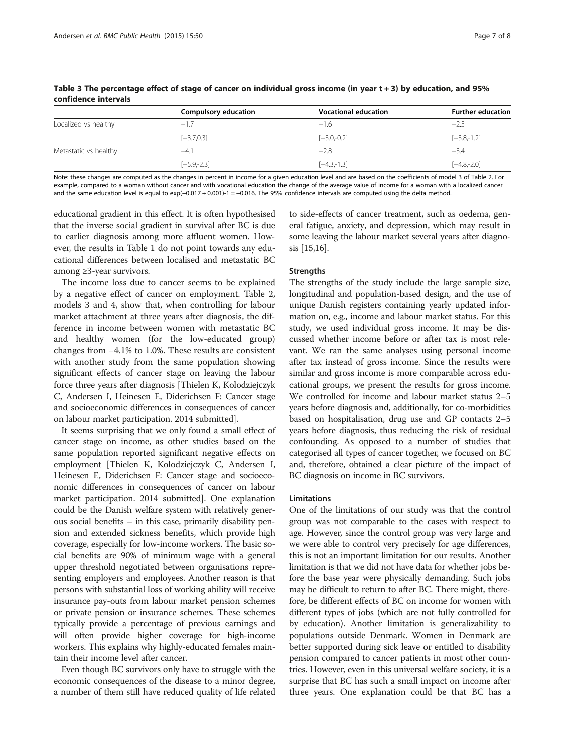**Table 3 The percentage effect of stage of cancer on individual gross income (in year t + 3) by education, and 95% confidence intervals**

| | Compulsory education | Vocational education | Further education |
|---|---|---|---|
| Localized vs healthy | −1.7 | −1.6 | −2.5 |
| | [−3.7,0.3] | [−3.0,-0.2] | [−3.8,-1.2] |
| Metastatic vs healthy | −4.1 | −2.8 | −3.4 |
| | [−5.9,-2.3] | [−4.3,-1.3] | [−4.8,-2.0] |

Note: these changes are computed as the changes in percent in income for a given education level and are based on the coefficients of model 3 of Table 2. For example, compared to a woman without cancer and with vocational education the change of the average value of income for a woman with a localized cancer and the same education level is equal to exp(−0.017 + 0.001)-1 = −0.016. The 95% confidence intervals are computed using the delta method.

educational gradient in this effect. It is often hypothesised that the inverse social gradient in survival after BC is due to earlier diagnosis among more affluent women. However, the results in Table 1 do not point towards any educational differences between localised and metastatic BC among ≥3-year survivors.

The income loss due to cancer seems to be explained by a negative effect of cancer on employment. Table 2, models 3 and 4, show that, when controlling for labour market attachment at three years after diagnosis, the difference in income between women with metastatic BC and healthy women (for the low-educated group) changes from −4.1% to 1.0%. These results are consistent with another study from the same population showing significant effects of cancer stage on leaving the labour force three years after diagnosis [Thielen K, Kolodziejczyk C, Andersen I, Heinesen E, Diderichsen F: Cancer stage and socioeconomic differences in consequences of cancer on labour market participation. 2014 submitted].

It seems surprising that we only found a small effect of cancer stage on income, as other studies based on the same population reported significant negative effects on employment [Thielen K, Kolodziejczyk C, Andersen I, Heinesen E, Diderichsen F: Cancer stage and socioeconomic differences in consequences of cancer on labour market participation. 2014 submitted]. One explanation could be the Danish welfare system with relatively generous social benefits – in this case, primarily disability pension and extended sickness benefits, which provide high coverage, especially for low-income workers. The basic social benefits are 90% of minimum wage with a general upper threshold negotiated between organisations representing employers and employees. Another reason is that persons with substantial loss of working ability will receive insurance pay-outs from labour market pension schemes or private pension or insurance schemes. These schemes typically provide a percentage of previous earnings and will often provide higher coverage for high-income workers. This explains why highly-educated females maintain their income level after cancer.

Even though BC survivors only have to struggle with the economic consequences of the disease to a minor degree, a number of them still have reduced quality of life related to side-effects of cancer treatment, such as oedema, general fatigue, anxiety, and depression, which may result in some leaving the labour market several years after diagnosis [15,16].

### Strengths

The strengths of the study include the large sample size, longitudinal and population-based design, and the use of unique Danish registers containing yearly updated information on, e.g., income and labour market status. For this study, we used individual gross income. It may be discussed whether income before or after tax is most relevant. We ran the same analyses using personal income after tax instead of gross income. Since the results were similar and gross income is more comparable across educational groups, we present the results for gross income. We controlled for income and labour market status 2–5 years before diagnosis and, additionally, for co-morbidities based on hospitalisation, drug use and GP contacts 2–5 years before diagnosis, thus reducing the risk of residual confounding. As opposed to a number of studies that categorised all types of cancer together, we focused on BC and, therefore, obtained a clear picture of the impact of BC diagnosis on income in BC survivors.

### Limitations

One of the limitations of our study was that the control group was not comparable to the cases with respect to age. However, since the control group was very large and we were able to control very precisely for age differences, this is not an important limitation for our results. Another limitation is that we did not have data for whether jobs before the base year were physically demanding. Such jobs may be difficult to return to after BC. There might, therefore, be different effects of BC on income for women with different types of jobs (which are not fully controlled for by education). Another limitation is generalizability to populations outside Denmark. Women in Denmark are better supported during sick leave or entitled to disability pension compared to cancer patients in most other countries. However, even in this universal welfare society, it is a surprise that BC has such a small impact on income after three years. One explanation could be that BC has a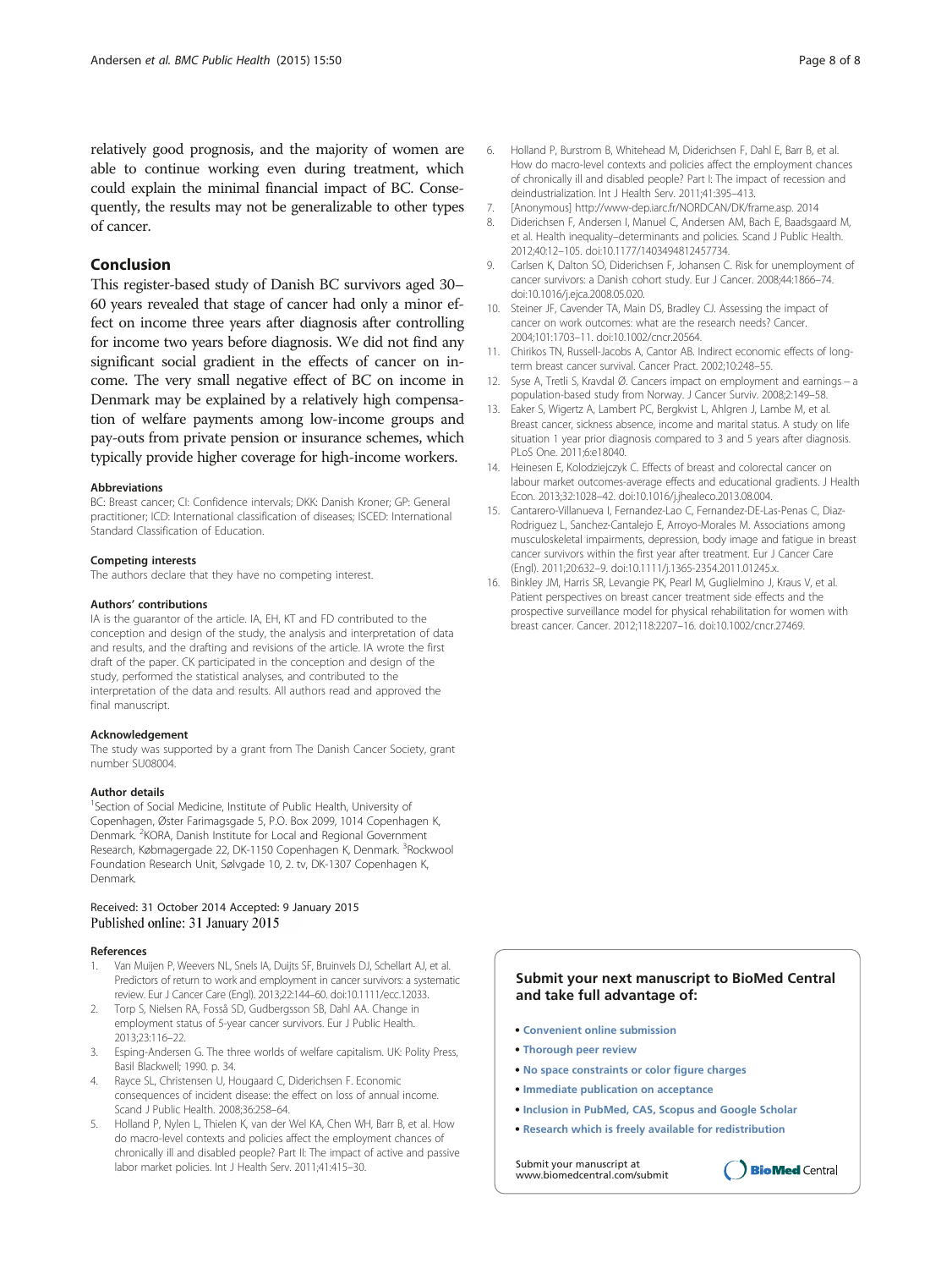relatively good prognosis, and the majority of women are able to continue working even during treatment, which could explain the minimal financial impact of BC. Consequently, the results may not be generalizable to other types of cancer.

## Conclusion

This register-based study of Danish BC survivors aged 30–60 years revealed that stage of cancer had only a minor effect on income three years after diagnosis after controlling for income two years before diagnosis. We did not find any significant social gradient in the effects of cancer on income. The very small negative effect of BC on income in Denmark may be explained by a relatively high compensation of welfare payments among low-income groups and pay-outs from private pension or insurance schemes, which typically provide higher coverage for high-income workers.

#### Abbreviations

BC: Breast cancer; CI: Confidence intervals; DKK: Danish Kroner; GP: General practitioner; ICD: International classification of diseases; ISCED: International Standard Classification of Education.

#### Competing interests

The authors declare that they have no competing interest.

#### Authors' contributions

IA is the guarantor of the article. IA, EH, KT and FD contributed to the conception and design of the study, the analysis and interpretation of data and results, and the drafting and revisions of the article. IA wrote the first draft of the paper. CK participated in the conception and design of the study, performed the statistical analyses, and contributed to the interpretation of the data and results. All authors read and approved the final manuscript.

#### Acknowledgement

The study was supported by a grant from The Danish Cancer Society, grant number SU08004.

#### Author details

[1]Section of Social Medicine, Institute of Public Health, University of Copenhagen, Øster Farimagsgade 5, P.O. Box 2099, 1014 Copenhagen K, Denmark. [2]KORA, Danish Institute for Local and Regional Government Research, Købmagergade 22, DK-1150 Copenhagen K, Denmark. [3]Rockwool Foundation Research Unit, Sølvgade 10, 2. tv, DK-1307 Copenhagen K, Denmark.

Received: 31 October 2014 Accepted: 9 January 2015
Published online: 31 January 2015

#### References

1. Van Muijen P, Weevers NL, Snels IA, Duijts SF, Bruinvels DJ, Schellart AJ, et al. Predictors of return to work and employment in cancer survivors: a systematic review. Eur J Cancer Care (Engl). 2013;22:144–60. doi:10.1111/ecc.12033.
2. Torp S, Nielsen RA, Fosså SD, Gudbergsson SB, Dahl AA. Change in employment status of 5-year cancer survivors. Eur J Public Health. 2013;23:116–22.
3. Esping-Andersen G. The three worlds of welfare capitalism. UK: Polity Press, Basil Blackwell; 1990. p. 34.
4. Rayce SL, Christensen U, Hougaard C, Diderichsen F. Economic consequences of incident disease: the effect on loss of annual income. Scand J Public Health. 2008;36:258–64.
5. Holland P, Nylen L, Thielen K, van der Wel KA, Chen WH, Barr B, et al. How do macro-level contexts and policies affect the employment chances of chronically ill and disabled people? Part II: The impact of active and passive labor market policies. Int J Health Serv. 2011;41:415–30.
6. Holland P, Burstrom B, Whitehead M, Diderichsen F, Dahl E, Barr B, et al. How do macro-level contexts and policies affect the employment chances of chronically ill and disabled people? Part I: The impact of recession and deindustrialization. Int J Health Serv. 2011;41:395–413.
7. [Anonymous] http://www-dep.iarc.fr/NORDCAN/DK/frame.asp. 2014
8. Diderichsen F, Andersen I, Manuel C, Andersen AM, Bach E, Baadsgaard M, et al. Health inequality–determinants and policies. Scand J Public Health. 2012;40:12–105. doi:10.1177/1403494812457734.
9. Carlsen K, Dalton SO, Diderichsen F, Johansen C. Risk for unemployment of cancer survivors: a Danish cohort study. Eur J Cancer. 2008;44:1866–74. doi:10.1016/j.ejca.2008.05.020.
10. Steiner JF, Cavender TA, Main DS, Bradley CJ. Assessing the impact of cancer on work outcomes: what are the research needs? Cancer. 2004;101:1703–11. doi:10.1002/cncr.20564.
11. Chirikos TN, Russell-Jacobs A, Cantor AB. Indirect economic effects of long-term breast cancer survival. Cancer Pract. 2002;10:248–55.
12. Syse A, Tretli S, Kravdal Ø. Cancers impact on employment and earnings – a population-based study from Norway. J Cancer Surviv. 2008;2:149–58.
13. Eaker S, Wigertz A, Lambert PC, Bergkvist L, Ahlgren J, Lambe M, et al. Breast cancer, sickness absence, income and marital status. A study on life situation 1 year prior diagnosis compared to 3 and 5 years after diagnosis. PLoS One. 2011;6:e18040.
14. Heinesen E, Kolodziejczyk C. Effects of breast and colorectal cancer on labour market outcomes-average effects and educational gradients. J Health Econ. 2013;32:1028–42. doi:10.1016/j.jhealeco.2013.08.004.
15. Cantarero-Villanueva I, Fernandez-Lao C, Fernandez-DE-Las-Penas C, Diaz-Rodriguez L, Sanchez-Cantalejo E, Arroyo-Morales M. Associations among musculoskeletal impairments, depression, body image and fatigue in breast cancer survivors within the first year after treatment. Eur J Cancer Care (Engl). 2011;20:632–9. doi:10.1111/j.1365-2354.2011.01245.x.
16. Binkley JM, Harris SR, Levangie PK, Pearl M, Guglielmino J, Kraus V, et al. Patient perspectives on breast cancer treatment side effects and the prospective surveillance model for physical rehabilitation for women with breast cancer. Cancer. 2012;118:2207–16. doi:10.1002/cncr.27469.

**Submit your next manuscript to BioMed Central and take full advantage of:**

- Convenient online submission
- Thorough peer review
- No space constraints or color figure charges
- Immediate publication on acceptance
- Inclusion in PubMed, CAS, Scopus and Google Scholar
- Research which is freely available for redistribution

Submit your manuscript at www.biomedcentral.com/submit

BioMed Central